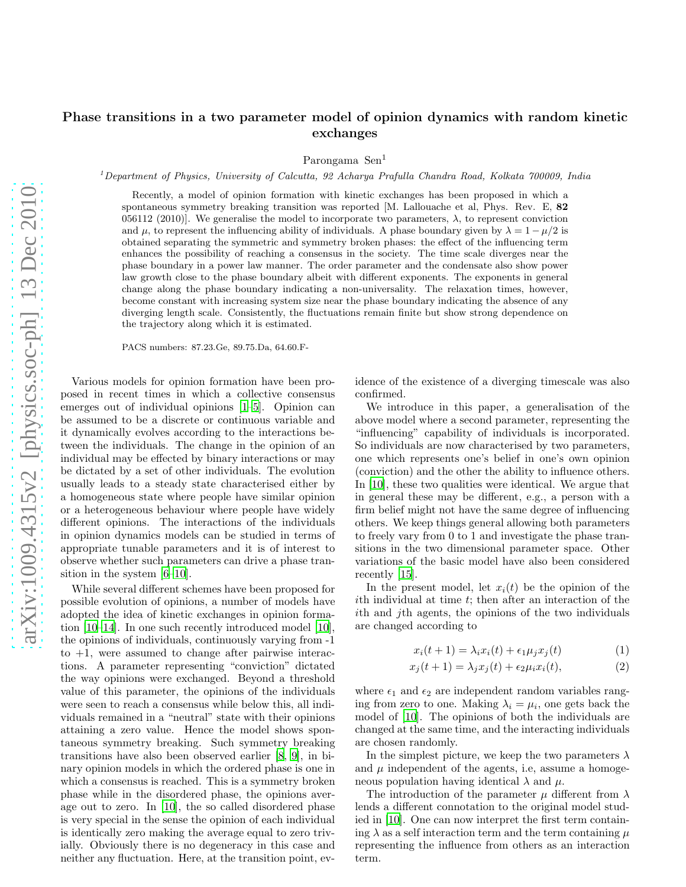# Phase transitions in a two parameter model of opinion dynamics with random kinetic exchanges

Parongama Sen[1]

[1]Department of Physics, University of Calcutta, 92 Acharya Prafulla Chandra Road, Kolkata 700009, India

Recently, a model of opinion formation with kinetic exchanges has been proposed in which a spontaneous symmetry breaking transition was reported [M. Lallouache et al, Phys. Rev. E, **82** 056112 (2010)]. We generalise the model to incorporate two parameters, $\lambda$, to represent conviction and $\mu$, to represent the influencing ability of individuals. A phase boundary given by $\lambda = 1 - \mu/2$ is obtained separating the symmetric and symmetry broken phases: the effect of the influencing term enhances the possibility of reaching a consensus in the society. The time scale diverges near the phase boundary in a power law manner. The order parameter and the condensate also show power law growth close to the phase boundary albeit with different exponents. The exponents in general change along the phase boundary indicating a non-universality. The relaxation times, however, become constant with increasing system size near the phase boundary indicating the absence of any diverging length scale. Consistently, the fluctuations remain finite but show strong dependence on the trajectory along which it is estimated.

PACS numbers: 87.23.Ge, 89.75.Da, 64.60.F-

Various models for opinion formation have been proposed in recent times in which a collective consensus emerges out of individual opinions [1–5]. Opinion can be assumed to be a discrete or continuous variable and it dynamically evolves according to the interactions between the individuals. The change in the opinion of an individual may be effected by binary interactions or may be dictated by a set of other individuals. The evolution usually leads to a steady state characterised either by a homogeneous state where people have similar opinion or a heterogeneous behaviour where people have widely different opinions. The interactions of the individuals in opinion dynamics models can be studied in terms of appropriate tunable parameters and it is of interest to observe whether such parameters can drive a phase transition in the system [6–10].

While several different schemes have been proposed for possible evolution of opinions, a number of models have adopted the idea of kinetic exchanges in opinion formation [10–14]. In one such recently introduced model [10], the opinions of individuals, continuously varying from -1 to +1, were assumed to change after pairwise interactions. A parameter representing "conviction" dictated the way opinions were exchanged. Beyond a threshold value of this parameter, the opinions of the individuals were seen to reach a consensus while below this, all individuals remained in a "neutral" state with their opinions attaining a zero value. Hence the model shows spontaneous symmetry breaking. Such symmetry breaking transitions have also been observed earlier [8, 9], in binary opinion models in which the ordered phase is one in which a consensus is reached. This is a symmetry broken phase while in the disordered phase, the opinions average out to zero. In [10], the so called disordered phase is very special in the sense the opinion of each individual is identically zero making the average equal to zero trivially. Obviously there is no degeneracy in this case and neither any fluctuation. Here, at the transition point, evidence of the existence of a diverging timescale was also confirmed.

We introduce in this paper, a generalisation of the above model where a second parameter, representing the "influencing" capability of individuals is incorporated. So individuals are now characterised by two parameters, one which represents one's belief in one's own opinion (conviction) and the other the ability to influence others. In [10], these two qualities were identical. We argue that in general these may be different, e.g., a person with a firm belief might not have the same degree of influencing others. We keep things general allowing both parameters to freely vary from 0 to 1 and investigate the phase transitions in the two dimensional parameter space. Other variations of the basic model have also been considered recently [15].

In the present model, let $x_i(t)$ be the opinion of the $i$th individual at time $t$; then after an interaction of the $i$th and $j$th agents, the opinions of the two individuals are changed according to

$$x_i(t+1) = \lambda_i x_i(t) + \epsilon_1 \mu_j x_j(t) \tag{1}$$

$$x_j(t+1) = \lambda_j x_j(t) + \epsilon_2 \mu_i x_i(t), \tag{2}$$

where $\epsilon_1$ and $\epsilon_2$ are independent random variables ranging from zero to one. Making $\lambda_i = \mu_i$, one gets back the model of [10]. The opinions of both the individuals are changed at the same time, and the interacting individuals are chosen randomly.

In the simplest picture, we keep the two parameters $\lambda$ and $\mu$ independent of the agents, i.e, assume a homogeneous population having identical $\lambda$ and $\mu$.

The introduction of the parameter $\mu$ different from $\lambda$ lends a different connotation to the original model studied in [10]. One can now interpret the first term containing $\lambda$ as a self interaction term and the term containing $\mu$ representing the influence from others as an interaction term.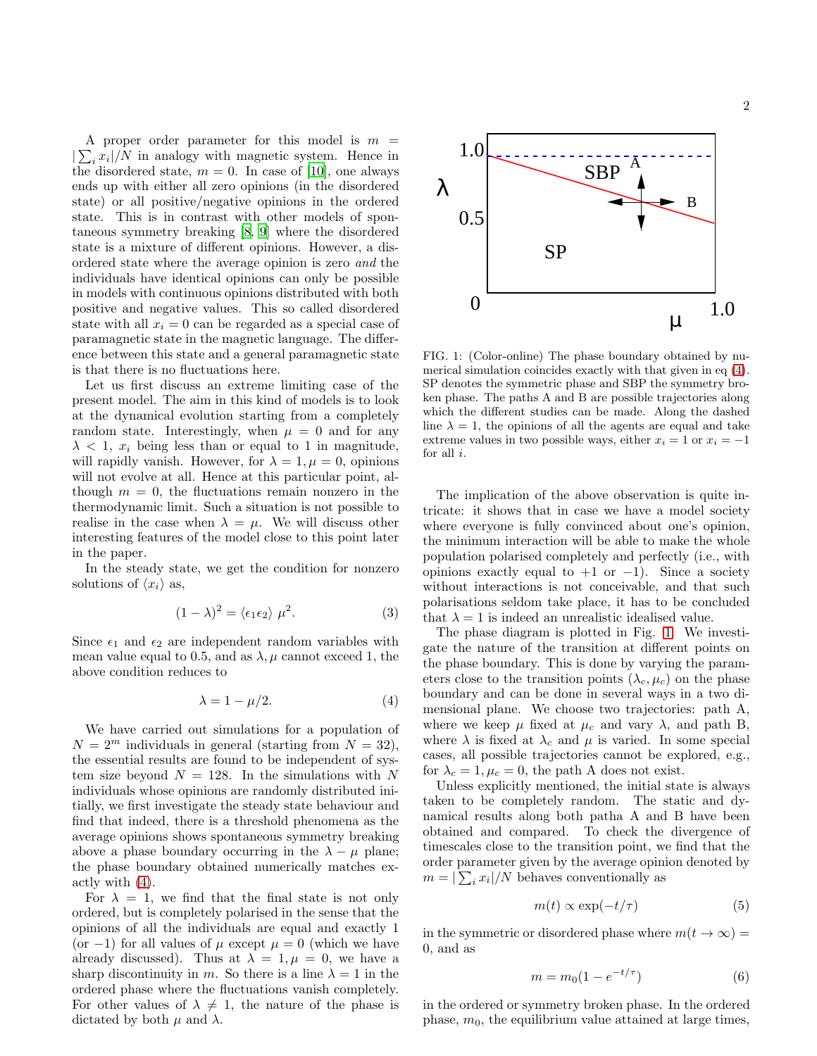A proper order parameter for this model is $m = |\sum_i x_i|/N$ in analogy with magnetic system. Hence in the disordered state, $m = 0$. In case of [10], one always ends up with either all zero opinions (in the disordered state) or all positive/negative opinions in the ordered state. This is in contrast with other models of spontaneous symmetry breaking [8, 9] where the disordered state is a mixture of different opinions. However, a disordered state where the average opinion is zero *and* the individuals have identical opinions can only be possible in models with continuous opinions distributed with both positive and negative values. This so called disordered state with all $x_i = 0$ can be regarded as a special case of paramagnetic state in the magnetic language. The difference between this state and a general paramagnetic state is that there is no fluctuations here.

Let us first discuss an extreme limiting case of the present model. The aim in this kind of models is to look at the dynamical evolution starting from a completely random state. Interestingly, when $\mu = 0$ and for any $\lambda < 1$, $x_i$ being less than or equal to 1 in magnitude, will rapidly vanish. However, for $\lambda = 1, \mu = 0$, opinions will not evolve at all. Hence at this particular point, although $m = 0$, the fluctuations remain nonzero in the thermodynamic limit. Such a situation is not possible to realise in the case when $\lambda = \mu$. We will discuss other interesting features of the model close to this point later in the paper.

In the steady state, we get the condition for nonzero solutions of $\langle x_i \rangle$ as,

$$(1 - \lambda)^2 = \langle \epsilon_1 \epsilon_2 \rangle \; \mu^2. \tag{3}$$

Since $\epsilon_1$ and $\epsilon_2$ are independent random variables with mean value equal to 0.5, and as $\lambda, \mu$ cannot exceed 1, the above condition reduces to

$$\lambda = 1 - \mu/2. \tag{4}$$

We have carried out simulations for a population of $N = 2^m$ individuals in general (starting from $N = 32$), the essential results are found to be independent of system size beyond $N = 128$. In the simulations with $N$ individuals whose opinions are randomly distributed initially, we first investigate the steady state behaviour and find that indeed, there is a threshold phenomena as the average opinions shows spontaneous symmetry breaking above a phase boundary occurring in the $\lambda - \mu$ plane; the phase boundary obtained numerically matches exactly with (4).

For $\lambda = 1$, we find that the final state is not only ordered, but is completely polarised in the sense that the opinions of all the individuals are equal and exactly 1 (or $-1$) for all values of $\mu$ except $\mu = 0$ (which we have already discussed). Thus at $\lambda = 1, \mu = 0$, we have a sharp discontinuity in $m$. So there is a line $\lambda = 1$ in the ordered phase where the fluctuations vanish completely. For other values of $\lambda \neq 1$, the nature of the phase is dictated by both $\mu$ and $\lambda$.

FIG. 1: (Color-online) The phase boundary obtained by numerical simulation coincides exactly with that given in eq (4). SP denotes the symmetric phase and SBP the symmetry broken phase. The paths A and B are possible trajectories along which the different studies can be made. Along the dashed line $\lambda = 1$, the opinions of all the agents are equal and take extreme values in two possible ways, either $x_i = 1$ or $x_i = -1$ for all $i$.

The implication of the above observation is quite intricate: it shows that in case we have a model society where everyone is fully convinced about one's opinion, the minimum interaction will be able to make the whole population polarised completely and perfectly (i.e., with opinions exactly equal to $+1$ or $-1$). Since a society without interactions is not conceivable, and that such polarisations seldom take place, it has to be concluded that $\lambda = 1$ is indeed an unrealistic idealised value.

The phase diagram is plotted in Fig. 1. We investigate the nature of the transition at different points on the phase boundary. This is done by varying the parameters close to the transition points $(\lambda_c, \mu_c)$ on the phase boundary and can be done in several ways in a two dimensional plane. We choose two trajectories: path A, where we keep $\mu$ fixed at $\mu_c$ and vary $\lambda$, and path B, where $\lambda$ is fixed at $\lambda_c$ and $\mu$ is varied. In some special cases, all possible trajectories cannot be explored, e.g., for $\lambda_c = 1, \mu_c = 0$, the path A does not exist.

Unless explicitly mentioned, the initial state is always taken to be completely random. The static and dynamical results along both patha A and B have been obtained and compared. To check the divergence of timescales close to the transition point, we find that the order parameter given by the average opinion denoted by $m = |\sum_i x_i|/N$ behaves conventionally as

$$m(t) \propto \exp(-t/\tau) \tag{5}$$

in the symmetric or disordered phase where $m(t \to \infty) = 0$, and as

$$m = m_0(1 - e^{-t/\tau}) \tag{6}$$

in the ordered or symmetry broken phase. In the ordered phase, $m_0$, the equilibrium value attained at large times,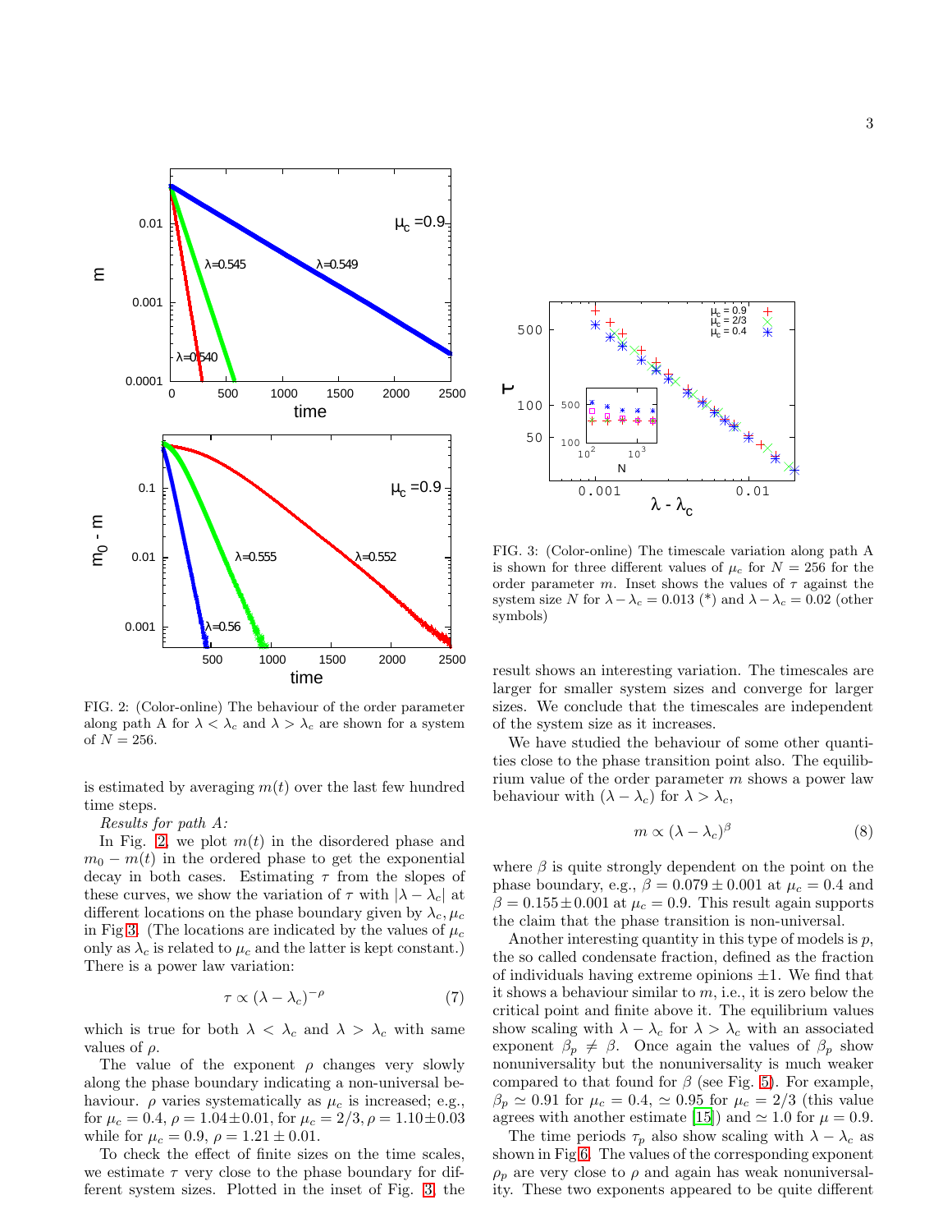FIG. 2: (Color-online) The behaviour of the order parameter along path A for $\lambda < \lambda_c$ and $\lambda > \lambda_c$ are shown for a system of $N = 256$.

is estimated by averaging $m(t)$ over the last few hundred time steps.

*Results for path A:*

In Fig. 2, we plot $m(t)$ in the disordered phase and $m_0 - m(t)$ in the ordered phase to get the exponential decay in both cases. Estimating $\tau$ from the slopes of these curves, we show the variation of $\tau$ with $|\lambda - \lambda_c|$ at different locations on the phase boundary given by $\lambda_c, \mu_c$ in Fig 3. (The locations are indicated by the values of $\mu_c$ only as $\lambda_c$ is related to $\mu_c$ and the latter is kept constant.) There is a power law variation:

$$\tau \propto (\lambda - \lambda_c)^{-\rho} \tag{7}$$

which is true for both $\lambda < \lambda_c$ and $\lambda > \lambda_c$ with same values of $\rho$.

The value of the exponent $\rho$ changes very slowly along the phase boundary indicating a non-universal behaviour. $\rho$ varies systematically as $\mu_c$ is increased; e.g., for $\mu_c = 0.4$, $\rho = 1.04 \pm 0.01$, for $\mu_c = 2/3$, $\rho = 1.10 \pm 0.03$ while for $\mu_c = 0.9$, $\rho = 1.21 \pm 0.01$.

To check the effect of finite sizes on the time scales, we estimate $\tau$ very close to the phase boundary for different system sizes. Plotted in the inset of Fig. 3, the result shows an interesting variation. The timescales are larger for smaller system sizes and converge for larger sizes. We conclude that the timescales are independent of the system size as it increases.

FIG. 3: (Color-online) The timescale variation along path A is shown for three different values of $\mu_c$ for $N = 256$ for the order parameter $m$. Inset shows the values of $\tau$ against the system size $N$ for $\lambda - \lambda_c = 0.013$ (*) and $\lambda - \lambda_c = 0.02$ (other symbols)

We have studied the behaviour of some other quantities close to the phase transition point also. The equilibrium value of the order parameter $m$ shows a power law behaviour with $(\lambda - \lambda_c)$ for $\lambda > \lambda_c$,

$$m \propto (\lambda - \lambda_c)^{\beta} \tag{8}$$

where $\beta$ is quite strongly dependent on the point on the phase boundary, e.g., $\beta = 0.079 \pm 0.001$ at $\mu_c = 0.4$ and $\beta = 0.155 \pm 0.001$ at $\mu_c = 0.9$. This result again supports the claim that the phase transition is non-universal.

Another interesting quantity in this type of models is $p$, the so called condensate fraction, defined as the fraction of individuals having extreme opinions $\pm 1$. We find that it shows a behaviour similar to $m$, i.e., it is zero below the critical point and finite above it. The equilibrium values show scaling with $\lambda - \lambda_c$ for $\lambda > \lambda_c$ with an associated exponent $\beta_p \neq \beta$. Once again the values of $\beta_p$ show nonuniversality but the nonuniversality is much weaker compared to that found for $\beta$ (see Fig. 5). For example, $\beta_p \simeq 0.91$ for $\mu_c = 0.4$, $\simeq 0.95$ for $\mu_c = 2/3$ (this value agrees with another estimate [15]) and $\simeq 1.0$ for $\mu = 0.9$.

The time periods $\tau_p$ also show scaling with $\lambda - \lambda_c$ as shown in Fig 6. The values of the corresponding exponent $\rho_p$ are very close to $\rho$ and again has weak nonuniversality. These two exponents appeared to be quite different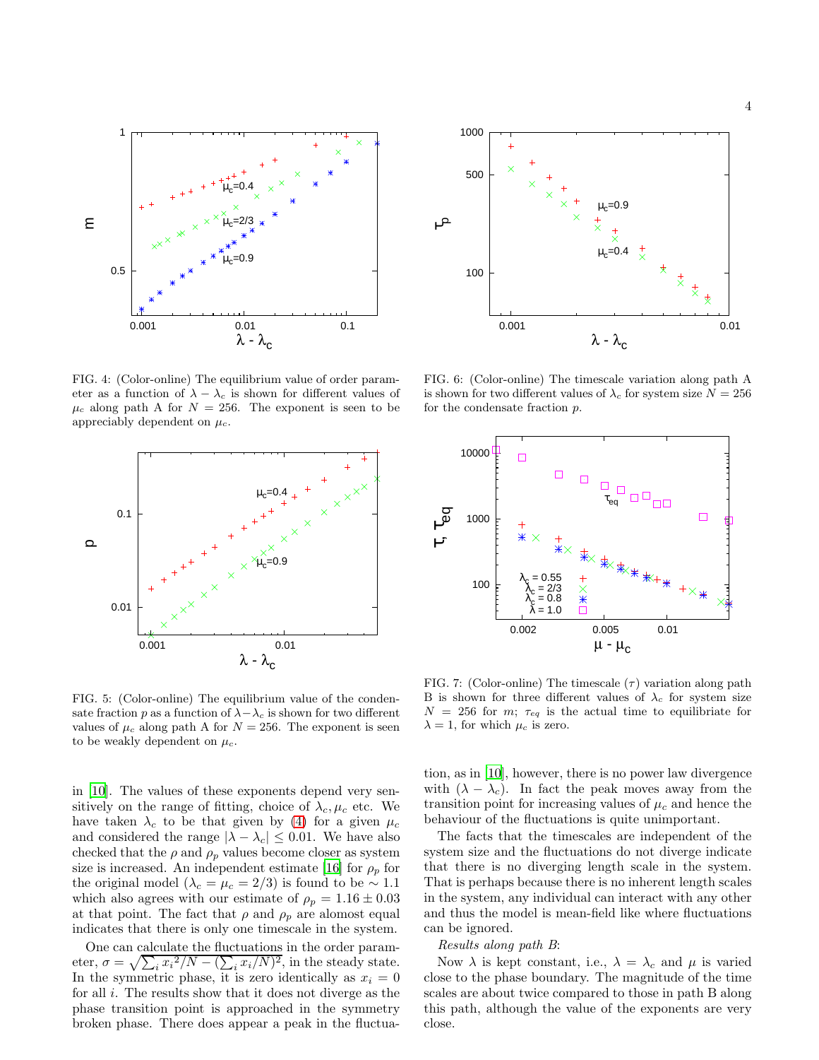FIG. 4: (Color-online) The equilibrium value of order parameter as a function of $\lambda - \lambda_c$ is shown for different values of $\mu_c$ along path A for $N = 256$. The exponent is seen to be appreciably dependent on $\mu_c$.

FIG. 5: (Color-online) The equilibrium value of the condensate fraction $p$ as a function of $\lambda - \lambda_c$ is shown for two different values of $\mu_c$ along path A for $N = 256$. The exponent is seen to be weakly dependent on $\mu_c$.

FIG. 6: (Color-online) The timescale variation along path A is shown for two different values of $\lambda_c$ for system size $N = 256$ for the condensate fraction $p$.

FIG. 7: (Color-online) The timescale ($\tau$) variation along path B is shown for three different values of $\lambda_c$ for system size $N = 256$ for $m$; $\tau_{eq}$ is the actual time to equilibriate for $\lambda = 1$, for which $\mu_c$ is zero.

in [10]. The values of these exponents depend very sensitively on the range of fitting, choice of $\lambda_c, \mu_c$ etc. We have taken $\lambda_c$ to be that given by (4) for a given $\mu_c$ and considered the range $|\lambda - \lambda_c| \leq 0.01$. We have also checked that the $\rho$ and $\rho_p$ values become closer as system size is increased. An independent estimate [16] for $\rho_p$ for the original model ($\lambda_c = \mu_c = 2/3$) is found to be $\sim 1.1$ which also agrees with our estimate of $\rho_p = 1.16 \pm 0.03$ at that point. The fact that $\rho$ and $\rho_p$ are alomost equal indicates that there is only one timescale in the system.

One can calculate the fluctuations in the order parameter, $\sigma = \sqrt{\sum_i {x_i}^2/N - (\sum_i x_i/N)^2}$, in the steady state. In the symmetric phase, it is zero identically as $x_i = 0$ for all $i$. The results show that it does not diverge as the phase transition point is approached in the symmetry broken phase. There does appear a peak in the fluctuation, as in [10], however, there is no power law divergence with $(\lambda - \lambda_c)$. In fact the peak moves away from the transition point for increasing values of $\mu_c$ and hence the behaviour of the fluctuations is quite unimportant.

The facts that the timescales are independent of the system size and the fluctuations do not diverge indicate that there is no diverging length scale in the system. That is perhaps because there is no inherent length scales in the system, any individual can interact with any other and thus the model is mean-field like where fluctuations can be ignored.

*Results along path B*:

Now $\lambda$ is kept constant, i.e., $\lambda = \lambda_c$ and $\mu$ is varied close to the phase boundary. The magnitude of the time scales are about twice compared to those in path B along this path, although the value of the exponents are very close.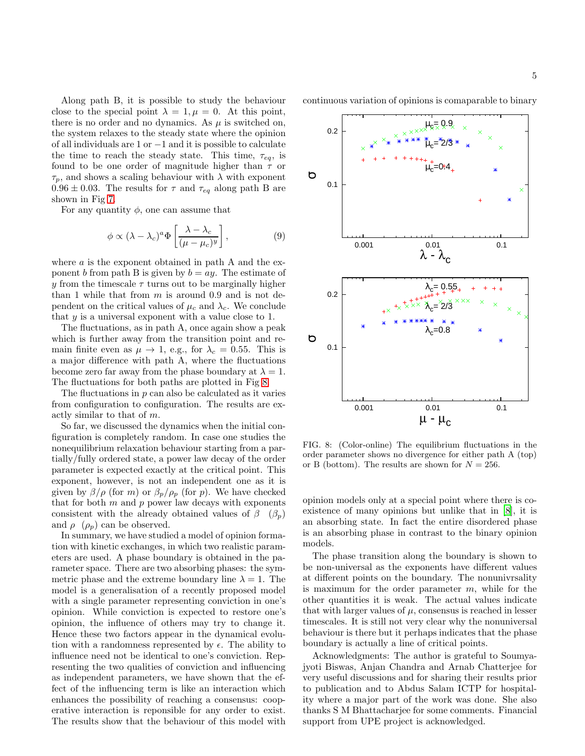Along path B, it is possible to study the behaviour close to the special point $\lambda = 1, \mu = 0$. At this point, there is no order and no dynamics. As $\mu$ is switched on, the system relaxes to the steady state where the opinion of all individuals are 1 or $-1$ and it is possible to calculate the time to reach the steady state. This time, $\tau_{eq}$, is found to be one order of magnitude higher than $\tau$ or $\tau_p$, and shows a scaling behaviour with $\lambda$ with exponent $0.96 \pm 0.03$. The results for $\tau$ and $\tau_{eq}$ along path B are shown in Fig 7.

For any quantity $\phi$, one can assume that

$$\phi \propto (\lambda - \lambda_c)^a \Phi \left[ \frac{\lambda - \lambda_c}{(\mu - \mu_c)^y} \right], \tag{9}$$

where $a$ is the exponent obtained in path A and the exponent $b$ from path B is given by $b = ay$. The estimate of $y$ from the timescale $\tau$ turns out to be marginally higher than 1 while that from $m$ is around 0.9 and is not dependent on the critical values of $\mu_c$ and $\lambda_c$. We conclude that $y$ is a universal exponent with a value close to 1.

The fluctuations, as in path A, once again show a peak which is further away from the transition point and remain finite even as $\mu \to 1$, e.g., for $\lambda_c = 0.55$. This is a major difference with path A, where the fluctuations become zero far away from the phase boundary at $\lambda = 1$. The fluctuations for both paths are plotted in Fig 8.

The fluctuations in $p$ can also be calculated as it varies from configuration to configuration. The results are exactly similar to that of $m$.

So far, we discussed the dynamics when the initial configuration is completely random. In case one studies the nonequilibrium relaxation behaviour starting from a partially/fully ordered state, a power law decay of the order parameter is expected exactly at the critical point. This exponent, however, is not an independent one as it is given by $\beta/\rho$ (for $m$) or $\beta_p/\rho_p$ (for $p$). We have checked that for both $m$ and $p$ power law decays with exponents consistent with the already obtained values of $\beta$ $(\beta_p)$ and $\rho$ $(\rho_p)$ can be observed.

In summary, we have studied a model of opinion formation with kinetic exchanges, in which two realistic parameters are used. A phase boundary is obtained in the parameter space. There are two absorbing phases: the symmetric phase and the extreme boundary line $\lambda = 1$. The model is a generalisation of a recently proposed model with a single parameter representing conviction in one's opinion. While conviction is expected to restore one's opinion, the influence of others may try to change it. Hence these two factors appear in the dynamical evolution with a randomness represented by $\epsilon$. The ability to influence need not be identical to one's conviction. Representing the two qualities of conviction and influencing as independent parameters, we have shown that the effect of the influencing term is like an interaction which enhances the possibility of reaching a consensus: cooperative interaction is reponsible for any order to exist. The results show that the behaviour of this model with continuous variation of opinions is comaparable to binary opinion models only at a special point where there is coexistence of many opinions but unlike that in [8], it is an absorbing state. In fact the entire disordered phase is an absorbing phase in contrast to the binary opinion models.

FIG. 8: (Color-online) The equilibrium fluctuations in the order parameter shows no divergence for either path A (top) or B (bottom). The results are shown for $N = 256$.

The phase transition along the boundary is shown to be non-universal as the exponents have different values at different points on the boundary. The nonunivrsality is maximum for the order parameter $m$, while for the other quantities it is weak. The actual values indicate that with larger values of $\mu$, consensus is reached in lesser timescales. It is still not very clear why the nonuniversal behaviour is there but it perhaps indicates that the phase boundary is actually a line of critical points.

Acknowledgments: The author is grateful to Soumyajyoti Biswas, Anjan Chandra and Arnab Chatterjee for very useful discussions and for sharing their results prior to publication and to Abdus Salam ICTP for hospitality where a major part of the work was done. She also thanks S M Bhattacharjee for some comments. Financial support from UPE project is acknowledged.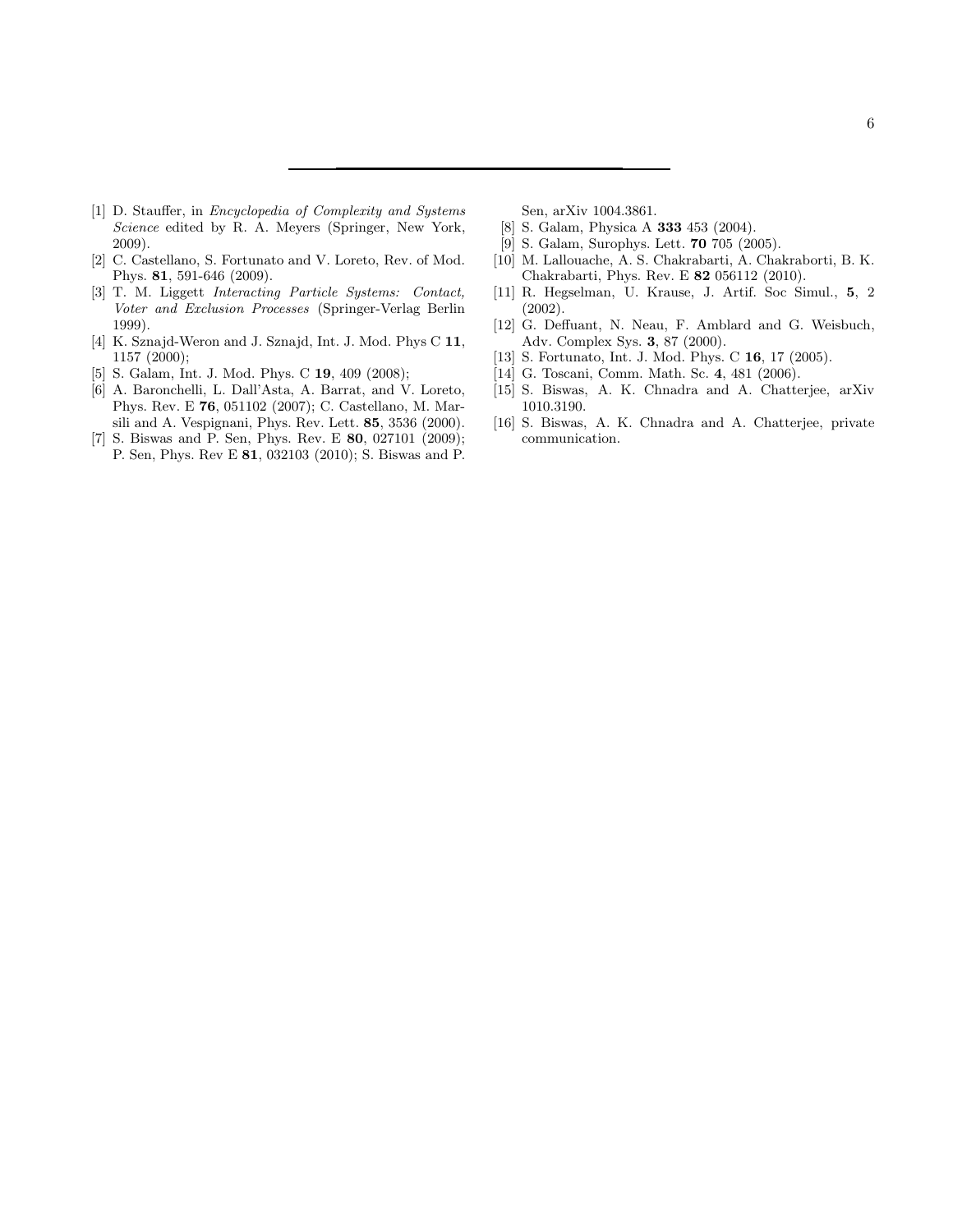[1] D. Stauffer, in *Encyclopedia of Complexity and Systems Science* edited by R. A. Meyers (Springer, New York, 2009).

[2] C. Castellano, S. Fortunato and V. Loreto, Rev. of Mod. Phys. **81**, 591-646 (2009).

[3] T. M. Liggett *Interacting Particle Systems: Contact, Voter and Exclusion Processes* (Springer-Verlag Berlin 1999).

[4] K. Sznajd-Weron and J. Sznajd, Int. J. Mod. Phys C **11**, 1157 (2000);

[5] S. Galam, Int. J. Mod. Phys. C **19**, 409 (2008);

[6] A. Baronchelli, L. Dall'Asta, A. Barrat, and V. Loreto, Phys. Rev. E **76**, 051102 (2007); C. Castellano, M. Marsili and A. Vespignani, Phys. Rev. Lett. **85**, 3536 (2000).

[7] S. Biswas and P. Sen, Phys. Rev. E **80**, 027101 (2009); P. Sen, Phys. Rev E **81**, 032103 (2010); S. Biswas and P. Sen, arXiv 1004.3861.

[8] S. Galam, Physica A **333** 453 (2004).

[9] S. Galam, Surophys. Lett. **70** 705 (2005).

[10] M. Lallouache, A. S. Chakrabarti, A. Chakraborti, B. K. Chakrabarti, Phys. Rev. E **82** 056112 (2010).

[11] R. Hegselman, U. Krause, J. Artif. Soc Simul., **5**, 2 (2002).

[12] G. Deffuant, N. Neau, F. Amblard and G. Weisbuch, Adv. Complex Sys. **3**, 87 (2000).

[13] S. Fortunato, Int. J. Mod. Phys. C **16**, 17 (2005).

[14] G. Toscani, Comm. Math. Sc. **4**, 481 (2006).

[15] S. Biswas, A. K. Chnadra and A. Chatterjee, arXiv 1010.3190.

[16] S. Biswas, A. K. Chnadra and A. Chatterjee, private communication.